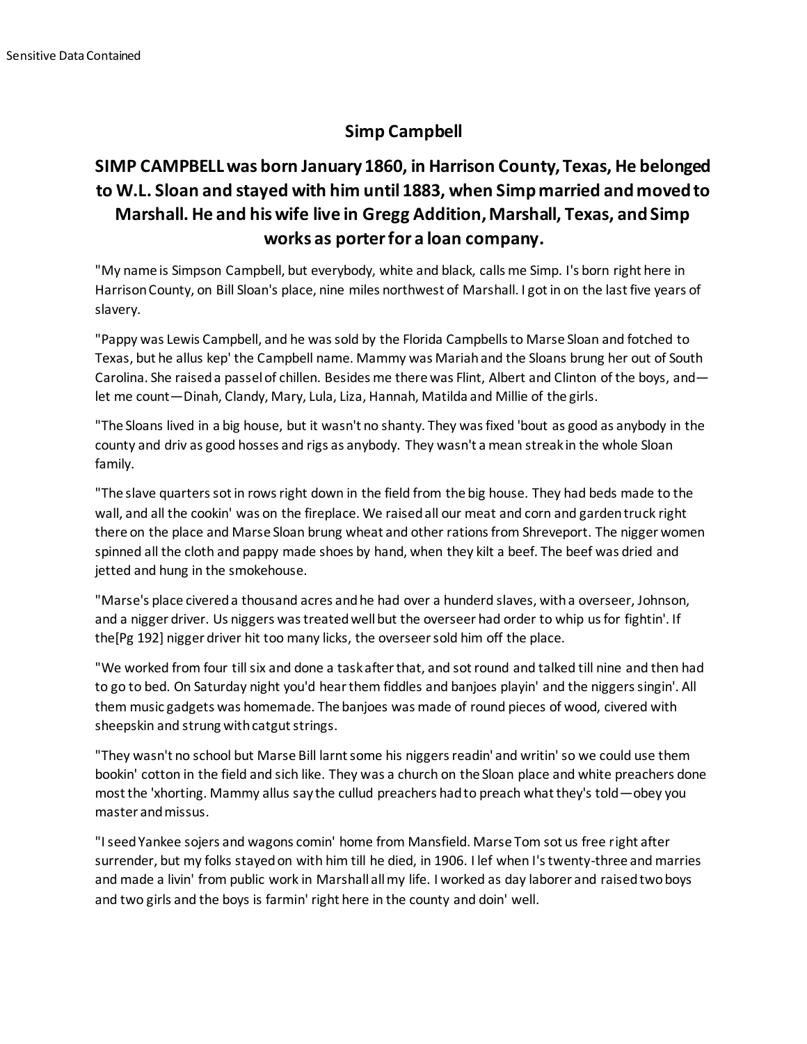Sensitive Data Contained

## Simp Campbell

### SIMP CAMPBELL was born January 1860, in Harrison County, Texas, He belonged to W.L. Sloan and stayed with him until 1883, when Simp married and moved to Marshall. He and his wife live in Gregg Addition, Marshall, Texas, and Simp works as porter for a loan company.

"My name is Simpson Campbell, but everybody, white and black, calls me Simp. I's born right here in Harrison County, on Bill Sloan's place, nine miles northwest of Marshall. I got in on the last five years of slavery.

"Pappy was Lewis Campbell, and he was sold by the Florida Campbells to Marse Sloan and fotched to Texas, but he allus kep' the Campbell name. Mammy was Mariah and the Sloans brung her out of South Carolina. She raised a passel of chillen. Besides me there was Flint, Albert and Clinton of the boys, and—let me count—Dinah, Clandy, Mary, Lula, Liza, Hannah, Matilda and Millie of the girls.

"The Sloans lived in a big house, but it wasn't no shanty. They was fixed 'bout as good as anybody in the county and driv as good hosses and rigs as anybody. They wasn't a mean streak in the whole Sloan family.

"The slave quarters sot in rows right down in the field from the big house. They had beds made to the wall, and all the cookin' was on the fireplace. We raised all our meat and corn and garden truck right there on the place and Marse Sloan brung wheat and other rations from Shreveport. The nigger women spinned all the cloth and pappy made shoes by hand, when they kilt a beef. The beef was dried and jetted and hung in the smokehouse.

"Marse's place civered a thousand acres and he had over a hunderd slaves, with a overseer, Johnson, and a nigger driver. Us niggers was treated well but the overseer had order to whip us for fightin'. If the[Pg 192] nigger driver hit too many licks, the overseer sold him off the place.

"We worked from four till six and done a task after that, and sot round and talked till nine and then had to go to bed. On Saturday night you'd hear them fiddles and banjoes playin' and the niggers singin'. All them music gadgets was homemade. The banjoes was made of round pieces of wood, civered with sheepskin and strung with catgut strings.

"They wasn't no school but Marse Bill larnt some his niggers readin' and writin' so we could use them bookin' cotton in the field and sich like. They was a church on the Sloan place and white preachers done most the 'xhorting. Mammy allus say the cullud preachers had to preach what they's told—obey you master and missus.

"I seed Yankee sojers and wagons comin' home from Mansfield. Marse Tom sot us free right after surrender, but my folks stayed on with him till he died, in 1906. I lef when I's twenty-three and marries and made a livin' from public work in Marshall all my life. I worked as day laborer and raised two boys and two girls and the boys is farmin' right here in the county and doin' well.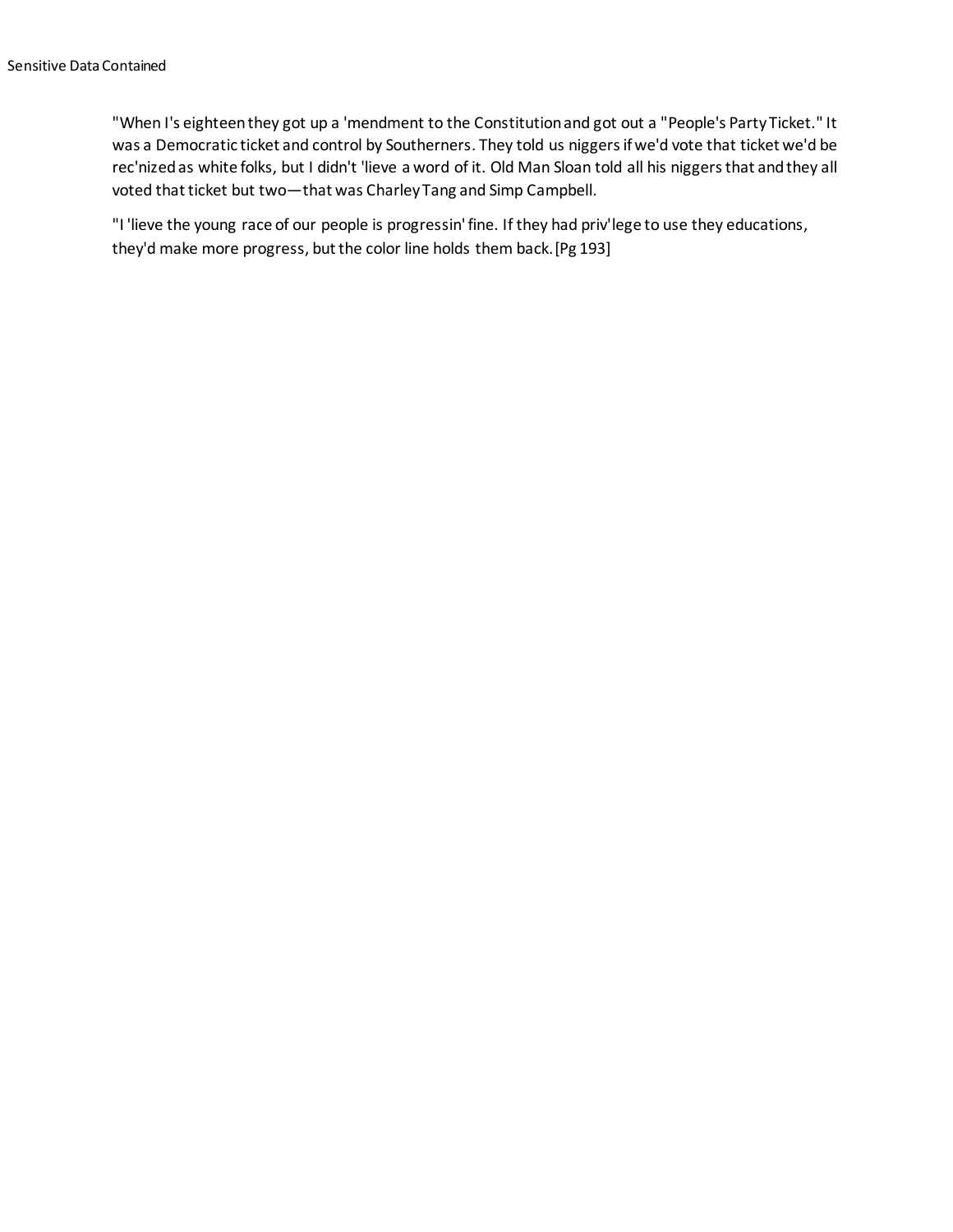"When I's eighteen they got up a 'mendment to the Constitution and got out a "People's Party Ticket." It was a Democratic ticket and control by Southerners. They told us niggers if we'd vote that ticket we'd be rec'nized as white folks, but I didn't 'lieve a word of it. Old Man Sloan told all his niggers that and they all voted that ticket but two—that was Charley Tang and Simp Campbell.

"I 'lieve the young race of our people is progressin' fine. If they had priv'lege to use they educations, they'd make more progress, but the color line holds them back. [Pg 193]